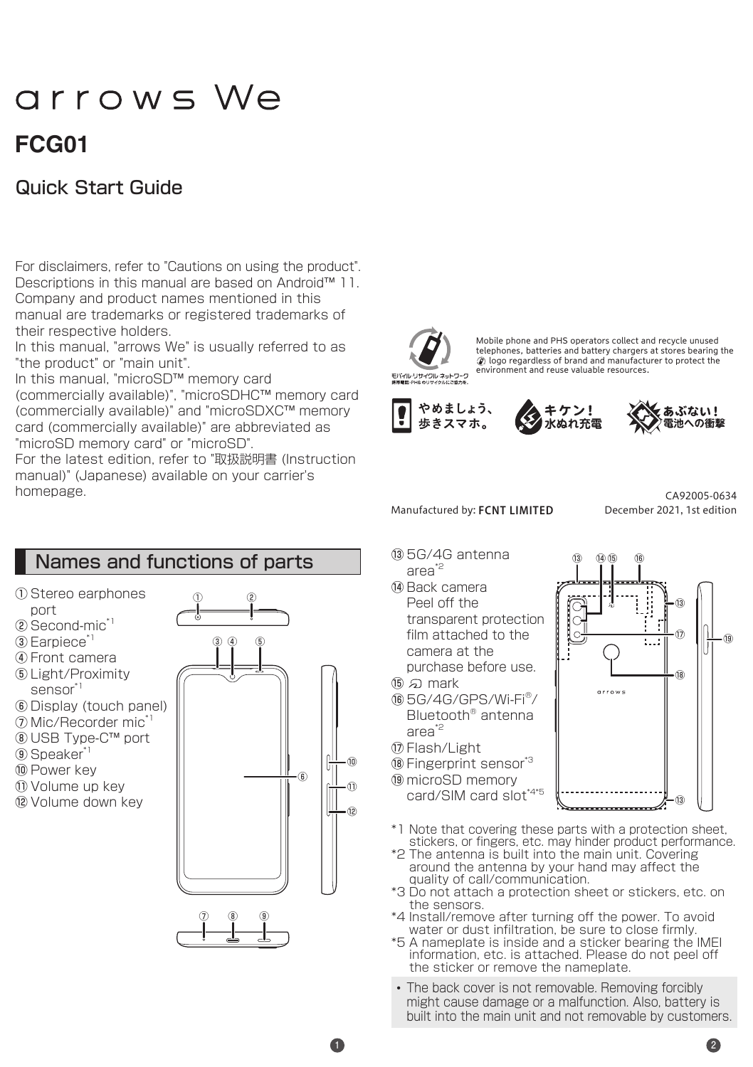# arrows We

# FCG01

## Quick Start Guide

For disclaimers, refer to "Cautions on using the product".
Descriptions in this manual are based on Android™ 11.
Company and product names mentioned in this manual are trademarks or registered trademarks of their respective holders.
In this manual, "arrows We" is usually referred to as "the product" or "main unit".
In this manual, "microSD™ memory card (commercially available)", "microSDHC™ memory card (commercially available)" and "microSDXC™ memory card (commercially available)" are abbreviated as "microSD memory card" or "microSD".
For the latest edition, refer to "取扱説明書 (Instruction manual)" (Japanese) available on your carrier's homepage.

モバイル・リサイクル・ネットワーク
携帯電話・PHSのリサイクルにご協力を。

Mobile phone and PHS operators collect and recycle unused telephones, batteries and battery chargers at stores bearing the logo regardless of brand and manufacturer to protect the environment and reuse valuable resources.

やめましょう、歩きスマホ。

キケン！水ぬれ充電

あぶない！電池への衝撃

Manufactured by: FCNT LIMITED

CA92005-0634
December 2021, 1st edition

## Names and functions of parts

① Stereo earphones port
② Second-mic[*1]
③ Earpiece[*1]
④ Front camera
⑤ Light/Proximity sensor[*1]
⑥ Display (touch panel)
⑦ Mic/Recorder mic[*1]
⑧ USB Type-C™ port
⑨ Speaker[*1]
⑩ Power key
⑪ Volume up key
⑫ Volume down key
⑬ 5G/4G antenna area[*2]
⑭ Back camera
Peel off the transparent protection film attached to the camera at the purchase before use.
⑮ au mark
⑯ 5G/4G/GPS/Wi-Fi®/Bluetooth® antenna area[*2]
⑰ Flash/Light
⑱ Fingerprint sensor[*3]
⑲ microSD memory card/SIM card slot[*4*5]

*1 Note that covering these parts with a protection sheet, stickers, or fingers, etc. may hinder product performance.
*2 The antenna is built into the main unit. Covering around the antenna by your hand may affect the quality of call/communication.
*3 Do not attach a protection sheet or stickers, etc. on the sensors.
*4 Install/remove after turning off the power. To avoid water or dust infiltration, be sure to close firmly.
*5 A nameplate is inside and a sticker bearing the IMEI information, etc. is attached. Please do not peel off the sticker or remove the nameplate.

- The back cover is not removable. Removing forcibly might cause damage or a malfunction. Also, battery is built into the main unit and not removable by customers.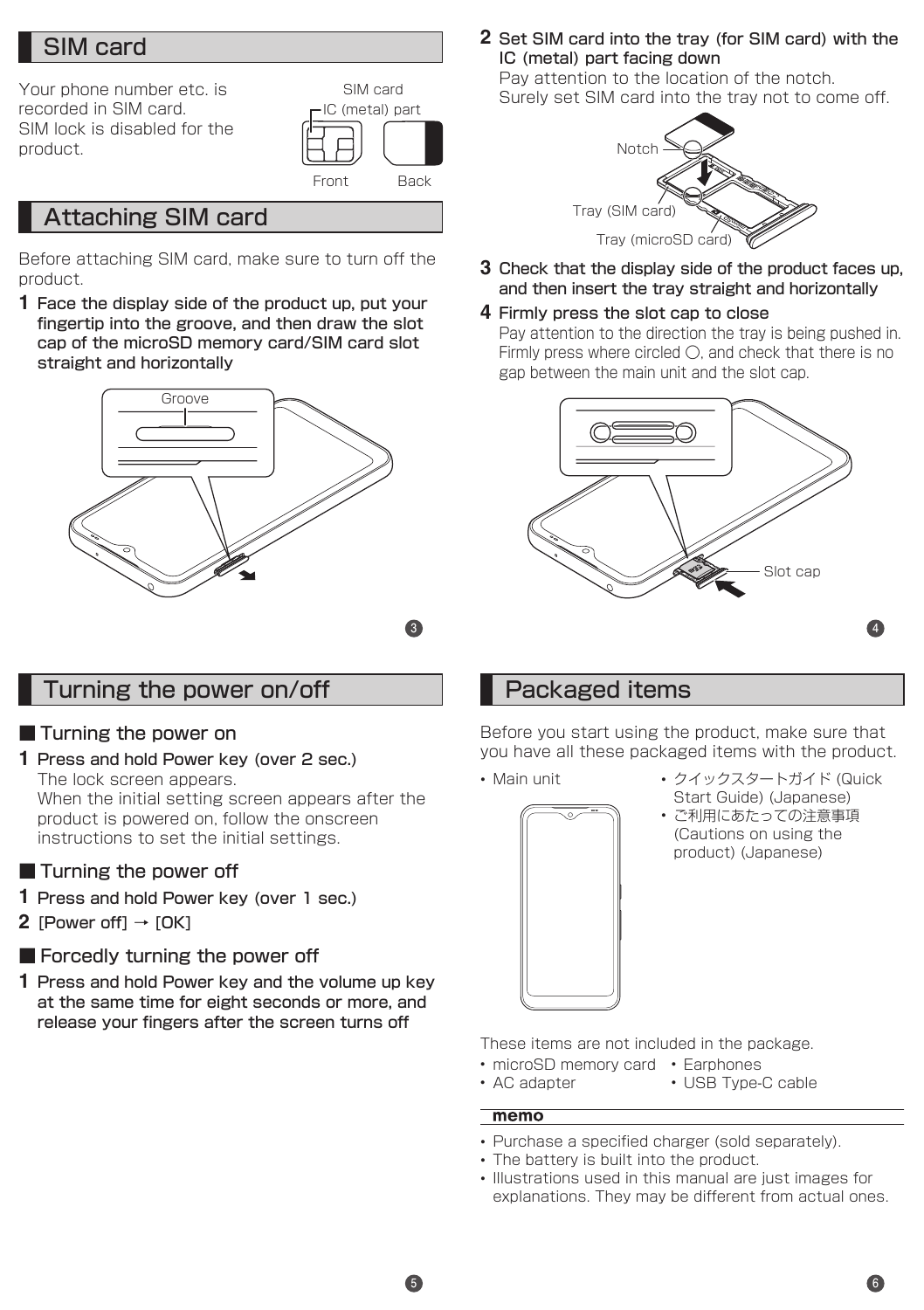## SIM card

Your phone number etc. is recorded in SIM card.
SIM lock is disabled for the product.

SIM card
IC (metal) part
Front
Back

## Attaching SIM card

Before attaching SIM card, make sure to turn off the product.

**1** Face the display side of the product up, put your fingertip into the groove, and then draw the slot cap of the microSD memory card/SIM card slot straight and horizontally

Groove

**2** Set SIM card into the tray (for SIM card) with the IC (metal) part facing down

Pay attention to the location of the notch.
Surely set SIM card into the tray not to come off.

Notch
Tray (SIM card)
Tray (microSD card)

**3** Check that the display side of the product faces up, and then insert the tray straight and horizontally

**4** Firmly press the slot cap to close

Pay attention to the direction the tray is being pushed in.
Firmly press where circled ○, and check that there is no gap between the main unit and the slot cap.

Slot cap

## Turning the power on/off

### ■ Turning the power on

**1** Press and hold Power key (over 2 sec.)

The lock screen appears.
When the initial setting screen appears after the product is powered on, follow the onscreen instructions to set the initial settings.

### ■ Turning the power off

**1** Press and hold Power key (over 1 sec.)

**2** [Power off] → [OK]

### ■ Forcedly turning the power off

**1** Press and hold Power key and the volume up key at the same time for eight seconds or more, and release your fingers after the screen turns off

## Packaged items

Before you start using the product, make sure that you have all these packaged items with the product.

- Main unit
- クイックスタートガイド (Quick Start Guide) (Japanese)
- ご利用にあたっての注意事項 (Cautions on using the product) (Japanese)

These items are not included in the package.

- microSD memory card
- AC adapter
- Earphones
- USB Type-C cable

**memo**

- Purchase a specified charger (sold separately).
- The battery is built into the product.
- Illustrations used in this manual are just images for explanations. They may be different from actual ones.